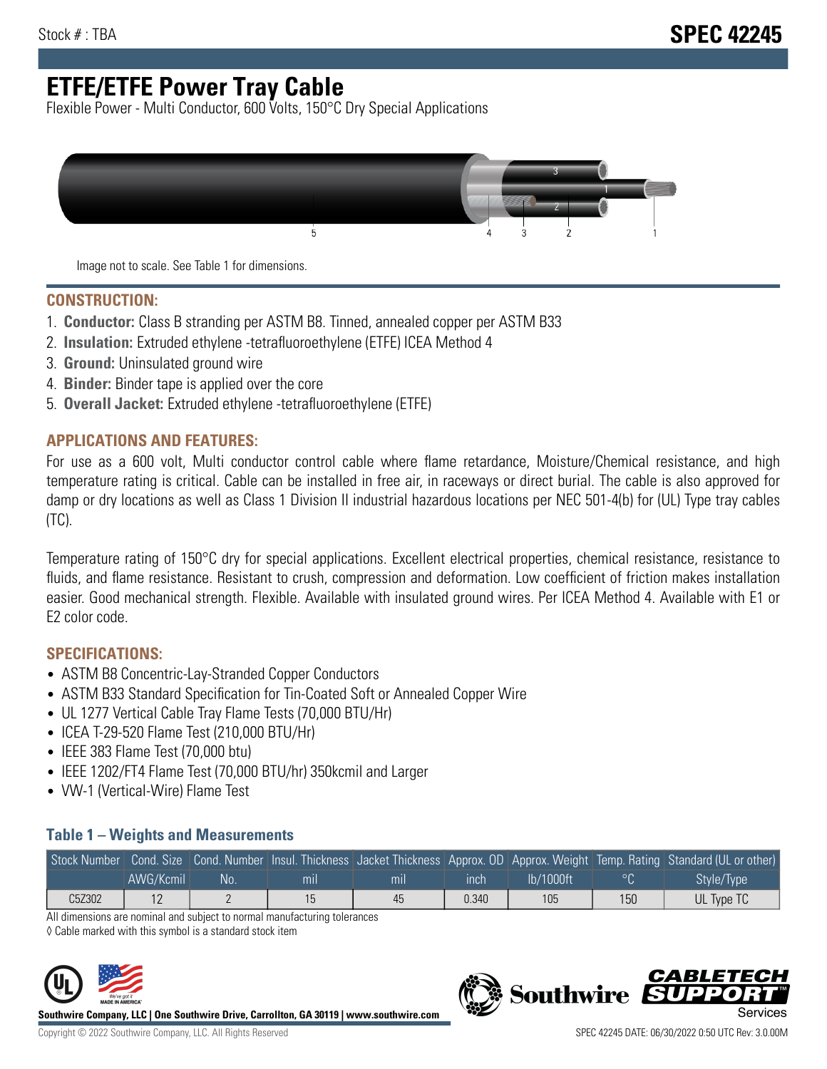Stock # : TBA

# SPEC 42245

# ETFE/ETFE Power Tray Cable

Flexible Power - Multi Conductor, 600 Volts, 150°C Dry Special Applications

Image not to scale. See Table 1 for dimensions.

## CONSTRUCTION:

1. **Conductor:** Class B stranding per ASTM B8. Tinned, annealed copper per ASTM B33
2. **Insulation:** Extruded ethylene -tetrafluoroethylene (ETFE) ICEA Method 4
3. **Ground:** Uninsulated ground wire
4. **Binder:** Binder tape is applied over the core
5. **Overall Jacket:** Extruded ethylene -tetrafluoroethylene (ETFE)

## APPLICATIONS AND FEATURES:

For use as a 600 volt, Multi conductor control cable where flame retardance, Moisture/Chemical resistance, and high temperature rating is critical. Cable can be installed in free air, in raceways or direct burial. The cable is also approved for damp or dry locations as well as Class 1 Division II industrial hazardous locations per NEC 501-4(b) for (UL) Type tray cables (TC).

Temperature rating of 150°C dry for special applications. Excellent electrical properties, chemical resistance, resistance to fluids, and flame resistance. Resistant to crush, compression and deformation. Low coefficient of friction makes installation easier. Good mechanical strength. Flexible. Available with insulated ground wires. Per ICEA Method 4. Available with E1 or E2 color code.

## SPECIFICATIONS:

- ASTM B8 Concentric-Lay-Stranded Copper Conductors
- ASTM B33 Standard Specification for Tin-Coated Soft or Annealed Copper Wire
- UL 1277 Vertical Cable Tray Flame Tests (70,000 BTU/Hr)
- ICEA T-29-520 Flame Test (210,000 BTU/Hr)
- IEEE 383 Flame Test (70,000 btu)
- IEEE 1202/FT4 Flame Test (70,000 BTU/hr) 350kcmil and Larger
- VW-1 (Vertical-Wire) Flame Test

### Table 1 – Weights and Measurements

| Stock Number | Cond. Size | Cond. Number | Insul. Thickness | Jacket Thickness | Approx. OD | Approx. Weight | Temp. Rating | Standard (UL or other) |
|---|---|---|---|---|---|---|---|---|
| | AWG/Kcmil | No. | mil | mil | inch | lb/1000ft | °C | Style/Type |
| C5Z302 | 12 | 2 | 15 | 45 | 0.340 | 105 | 150 | UL Type TC |

All dimensions are nominal and subject to normal manufacturing tolerances

◊ Cable marked with this symbol is a standard stock item

**Southwire Company, LLC | One Southwire Drive, Carrollton, GA 30119 | www.southwire.com**

Copyright © 2022 Southwire Company, LLC. All Rights Reserved

SPEC 42245 DATE: 06/30/2022 0:50 UTC Rev: 3.0.00M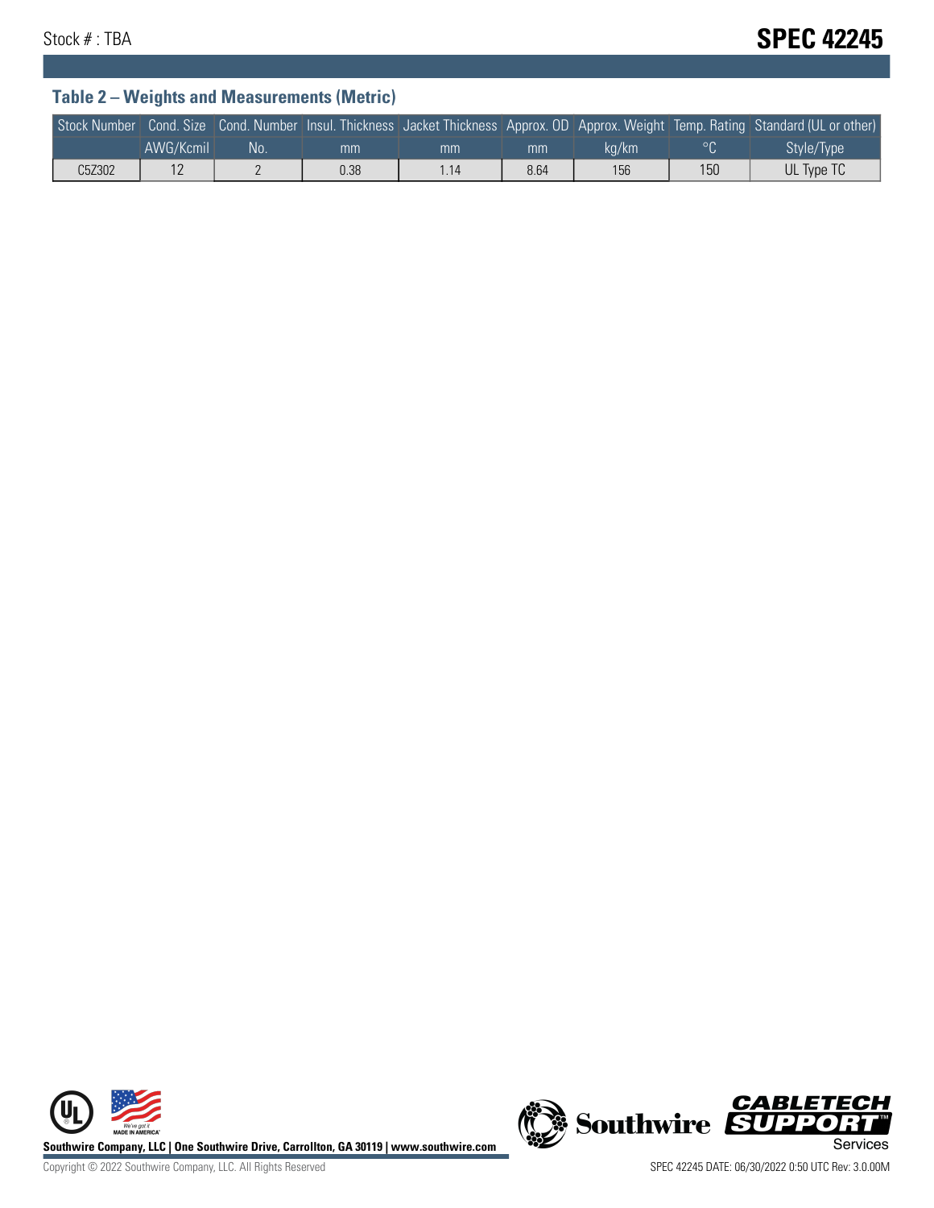### Table 2 – Weights and Measurements (Metric)

| Stock Number | Cond. Size | Cond. Number | Insul. Thickness | Jacket Thickness | Approx. OD | Approx. Weight | Temp. Rating | Standard (UL or other) |
|---|---|---|---|---|---|---|---|---|
| | AWG/Kcmil | No. | mm | mm | mm | kg/km | °C | Style/Type |
| C5Z302 | 12 | 2 | 0.38 | 1.14 | 8.64 | 156 | 150 | UL Type TC |

Southwire Company, LLC | One Southwire Drive, Carrollton, GA 30119 | www.southwire.com

Copyright © 2022 Southwire Company, LLC. All Rights Reserved

SPEC 42245 DATE: 06/30/2022 0:50 UTC Rev: 3.0.00M